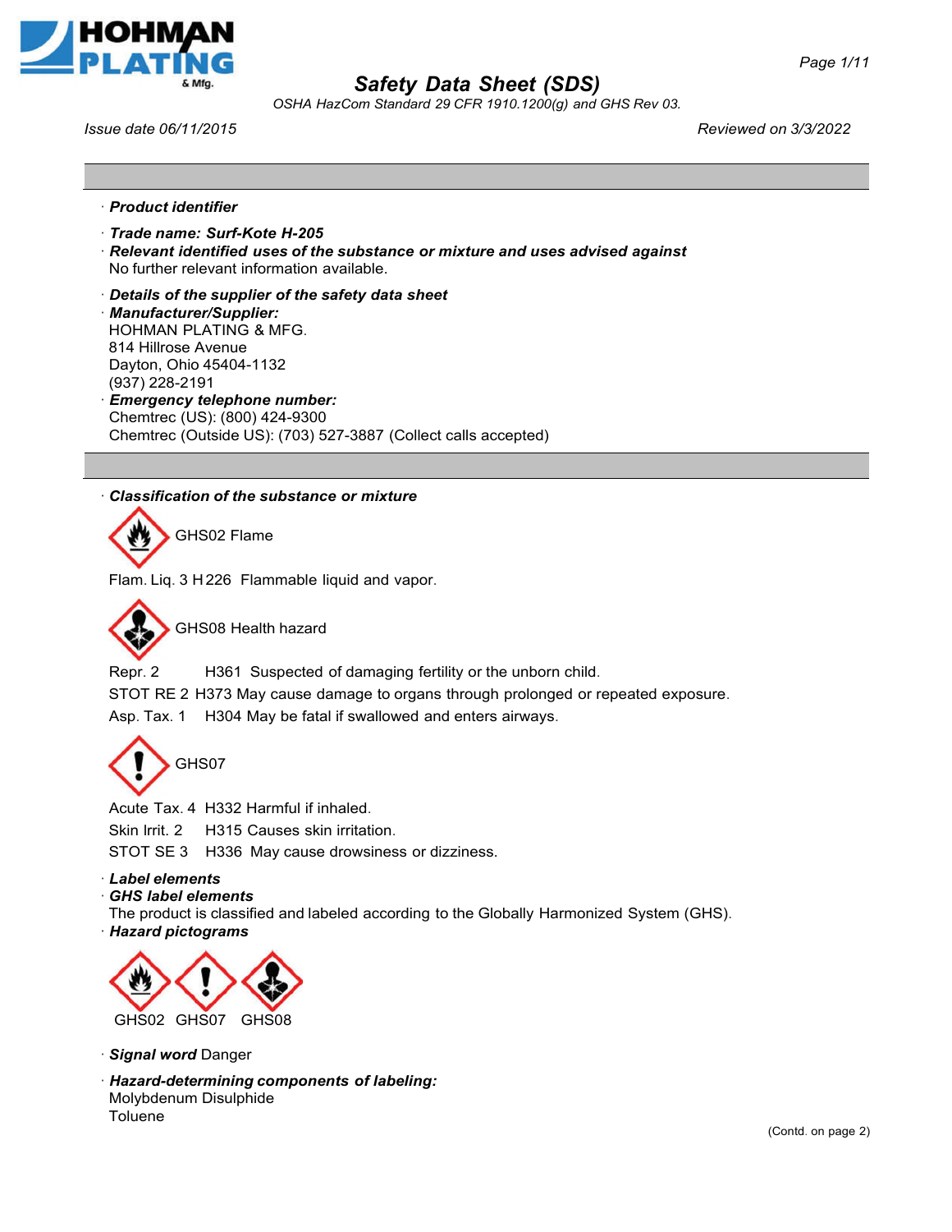# Safety Data Sheet (SDS)

*OSHA HazCom Standard 29 CFR 1910.1200(g) and GHS Rev 03.*

*Issue date 06/11/2015* *Reviewed on 3/3/2022*

· ***Product identifier***

· ***Trade name: Surf-Kote H-205***

· ***Relevant identified uses of the substance or mixture and uses advised against***
No further relevant information available.

· ***Details of the supplier of the safety data sheet***

· ***Manufacturer/Supplier:***
HOHMAN PLATING & MFG.
814 Hillrose Avenue
Dayton, Ohio 45404-1132
(937) 228-2191

· ***Emergency telephone number:***
Chemtrec (US): (800) 424-9300
Chemtrec (Outside US): (703) 527-3887 (Collect calls accepted)

· ***Classification of the substance or mixture***

GHS02 Flame

Flam. Liq. 3 H226 Flammable liquid and vapor.

GHS08 Health hazard

Repr. 2 H361 Suspected of damaging fertility or the unborn child.
STOT RE 2 H373 May cause damage to organs through prolonged or repeated exposure.
Asp. Tax. 1 H304 May be fatal if swallowed and enters airways.

GHS07

Acute Tax. 4 H332 Harmful if inhaled.
Skin Irrit. 2 H315 Causes skin irritation.
STOT SE 3 H336 May cause drowsiness or dizziness.

· ***Label elements***

· ***GHS label elements***
The product is classified and labeled according to the Globally Harmonized System (GHS).

· ***Hazard pictograms***

GHS02 GHS07 GHS08

· ***Signal word*** Danger

· ***Hazard-determining components of labeling:***
Molybdenum Disulphide
Toluene

(Contd. on page 2)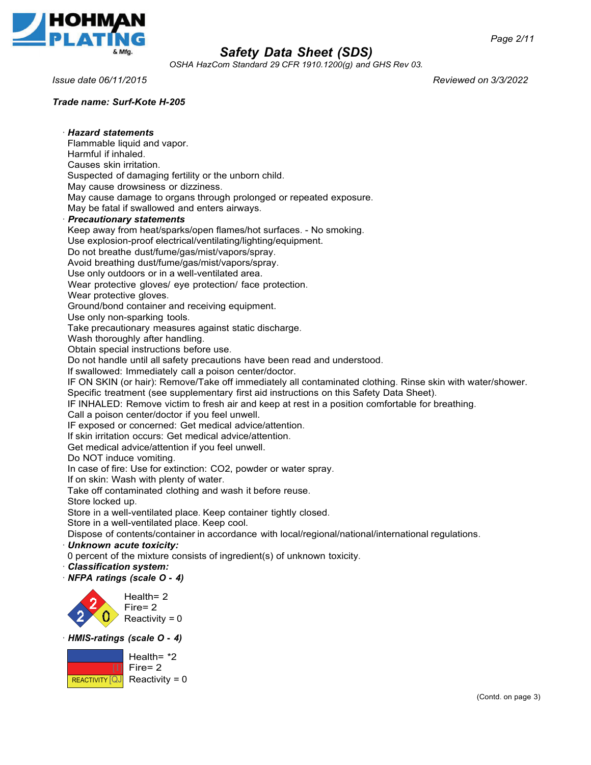# Safety Data Sheet (SDS)

OSHA HazCom Standard 29 CFR 1910.1200(g) and GHS Rev 03.

Issue date 06/11/2015 | Reviewed on 3/3/2022

**Trade name: Surf-Kote H-205**

· ***Hazard statements***

Flammable liquid and vapor.
Harmful if inhaled.
Causes skin irritation.
Suspected of damaging fertility or the unborn child.
May cause drowsiness or dizziness.
May cause damage to organs through prolonged or repeated exposure.
May be fatal if swallowed and enters airways.

· ***Precautionary statements***

Keep away from heat/sparks/open flames/hot surfaces. - No smoking.
Use explosion-proof electrical/ventilating/lighting/equipment.
Do not breathe dust/fume/gas/mist/vapors/spray.
Avoid breathing dust/fume/gas/mist/vapors/spray.
Use only outdoors or in a well-ventilated area.
Wear protective gloves/ eye protection/ face protection.
Wear protective gloves.
Ground/bond container and receiving equipment.
Use only non-sparking tools.
Take precautionary measures against static discharge.
Wash thoroughly after handling.
Obtain special instructions before use.
Do not handle until all safety precautions have been read and understood.
If swallowed: Immediately call a poison center/doctor.
IF ON SKIN (or hair): Remove/Take off immediately all contaminated clothing. Rinse skin with water/shower.
Specific treatment (see supplementary first aid instructions on this Safety Data Sheet).
IF INHALED: Remove victim to fresh air and keep at rest in a position comfortable for breathing.
Call a poison center/doctor if you feel unwell.
IF exposed or concerned: Get medical advice/attention.
If skin irritation occurs: Get medical advice/attention.
Get medical advice/attention if you feel unwell.
Do NOT induce vomiting.
In case of fire: Use for extinction: $CO_2$, powder or water spray.
If on skin: Wash with plenty of water.
Take off contaminated clothing and wash it before reuse.
Store locked up.
Store in a well-ventilated place. Keep container tightly closed.
Store in a well-ventilated place. Keep cool.
Dispose of contents/container in accordance with local/regional/national/international regulations.

· ***Unknown acute toxicity:***

0 percent of the mixture consists of ingredient(s) of unknown toxicity.

· ***Classification system:***

· ***NFPA ratings (scale 0 - 4)***

Health= 2
Fire= 2
Reactivity = 0

· ***HMIS-ratings (scale 0 - 4)***

Health= *2
Fire= 2
Reactivity = 0

(Contd. on page 3)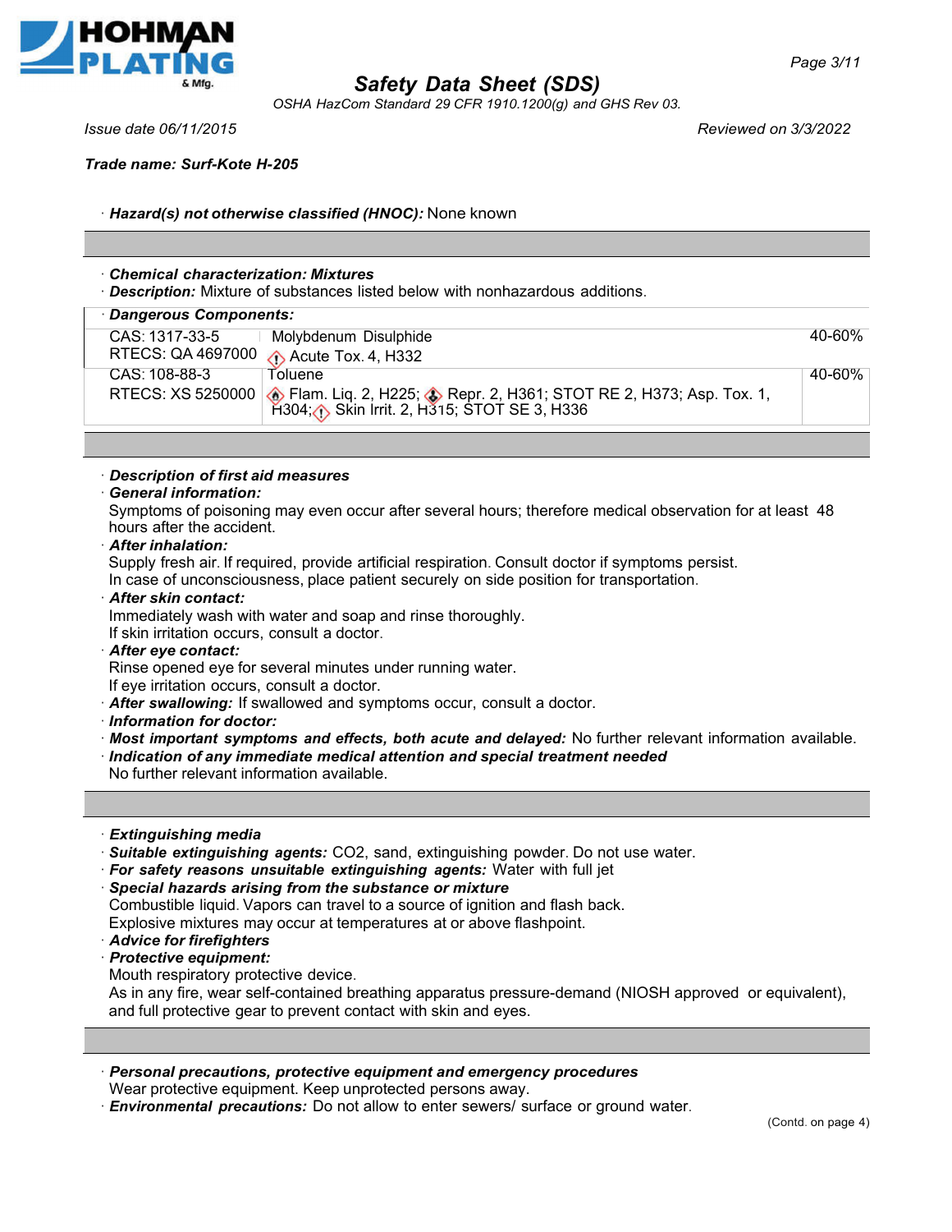Trade name: Surf-Kote H-205

· **Hazard(s) not otherwise classified (HNOC):** None known

· **Chemical characterization: Mixtures**
· **Description:** Mixture of substances listed below with nonhazardous additions.

| · **Dangerous Components:** | | |
|---|---|---|
| CAS: 1317-33-5<br>RTECS: QA 4697000 | Molybdenum Disulphide<br>Acute Tox. 4, H332 | 40-60% |
| CAS: 108-88-3<br>RTECS: XS 5250000 | Toluene<br>Flam. Liq. 2, H225; Repr. 2, H361; STOT RE 2, H373; Asp. Tox. 1, H304; Skin Irrit. 2, H315; STOT SE 3, H336 | 40-60% |

· **Description of first aid measures**
· **General information:**
Symptoms of poisoning may even occur after several hours; therefore medical observation for at least 48 hours after the accident.
· **After inhalation:**
Supply fresh air. If required, provide artificial respiration. Consult doctor if symptoms persist.
In case of unconsciousness, place patient securely on side position for transportation.
· **After skin contact:**
Immediately wash with water and soap and rinse thoroughly.
If skin irritation occurs, consult a doctor.
· **After eye contact:**
Rinse opened eye for several minutes under running water.
If eye irritation occurs, consult a doctor.
· **After swallowing:** If swallowed and symptoms occur, consult a doctor.
· **Information for doctor:**
· **Most important symptoms and effects, both acute and delayed:** No further relevant information available.
· **Indication of any immediate medical attention and special treatment needed**
No further relevant information available.

· **Extinguishing media**
· **Suitable extinguishing agents:** CO2, sand, extinguishing powder. Do not use water.
· **For safety reasons unsuitable extinguishing agents:** Water with full jet
· **Special hazards arising from the substance or mixture**
Combustible liquid. Vapors can travel to a source of ignition and flash back.
Explosive mixtures may occur at temperatures at or above flashpoint.
· **Advice for firefighters**
· **Protective equipment:**
Mouth respiratory protective device.
As in any fire, wear self-contained breathing apparatus pressure-demand (NIOSH approved or equivalent), and full protective gear to prevent contact with skin and eyes.

· **Personal precautions, protective equipment and emergency procedures**
Wear protective equipment. Keep unprotected persons away.
· **Environmental precautions:** Do not allow to enter sewers/ surface or ground water.

(Contd. on page 4)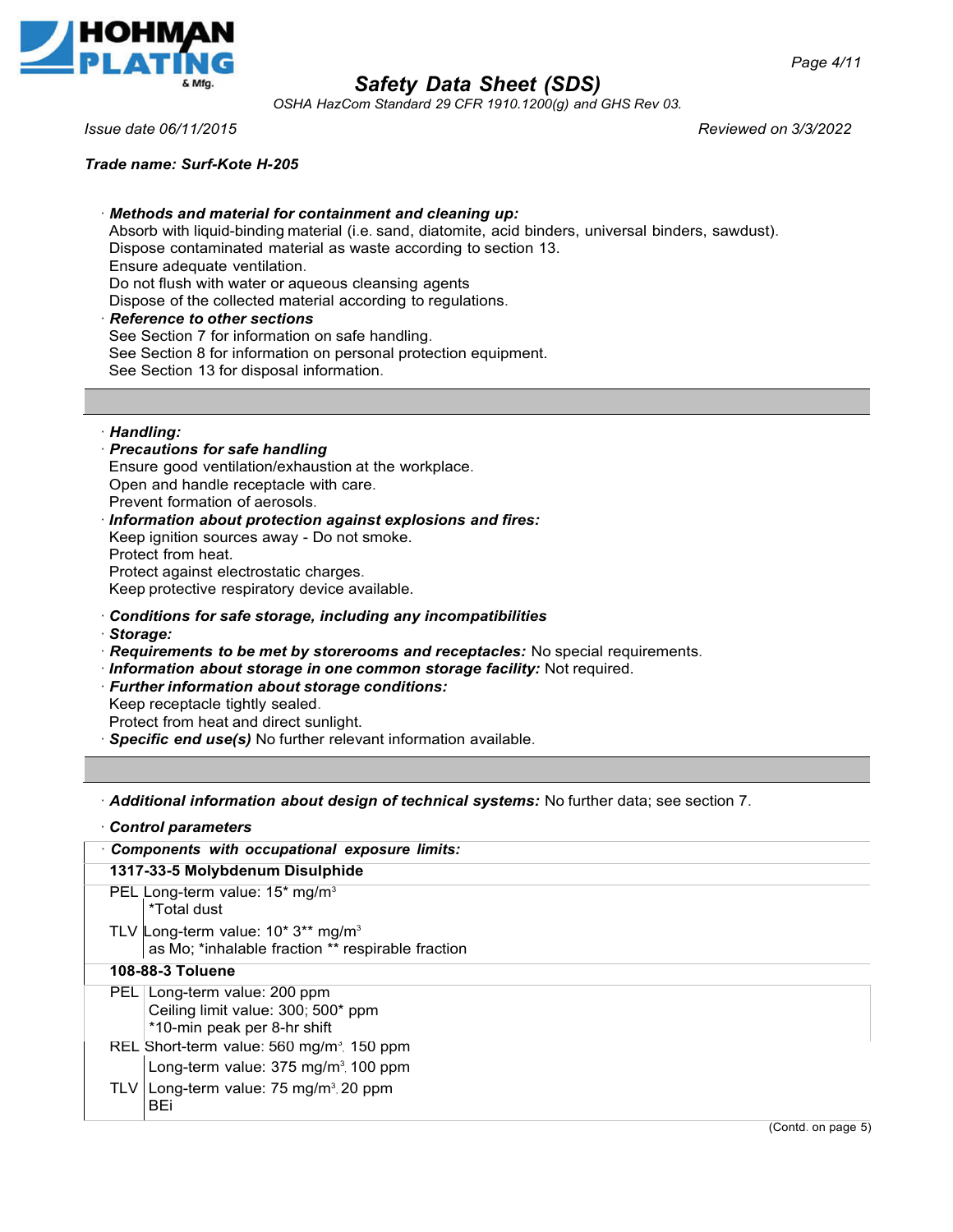· ***Methods and material for containment and cleaning up:***
Absorb with liquid-binding material (i.e. sand, diatomite, acid binders, universal binders, sawdust).
Dispose contaminated material as waste according to section 13.
Ensure adequate ventilation.
Do not flush with water or aqueous cleansing agents
Dispose of the collected material according to regulations.

· ***Reference to other sections***
See Section 7 for information on safe handling.
See Section 8 for information on personal protection equipment.
See Section 13 for disposal information.

---

· ***Handling:***

· ***Precautions for safe handling***
Ensure good ventilation/exhaustion at the workplace.
Open and handle receptacle with care.
Prevent formation of aerosols.

· ***Information about protection against explosions and fires:***
Keep ignition sources away - Do not smoke.
Protect from heat.
Protect against electrostatic charges.
Keep protective respiratory device available.

· ***Conditions for safe storage, including any incompatibilities***

· ***Storage:***

· ***Requirements to be met by storerooms and receptacles:*** No special requirements.

· ***Information about storage in one common storage facility:*** Not required.

· ***Further information about storage conditions:***
Keep receptacle tightly sealed.
Protect from heat and direct sunlight.

· ***Specific end use(s)*** No further relevant information available.

---

· ***Additional information about design of technical systems:*** No further data; see section 7.

· ***Control parameters***

| · ***Components with occupational exposure limits:*** | |
|---|---|
| **1317-33-5 Molybdenum Disulphide** | |
| PEL | Long-term value: 15* mg/m³<br>*Total dust |
| TLV | Long-term value: 10* 3** mg/m³<br>as Mo; *inhalable fraction ** respirable fraction |
| **108-88-3 Toluene** | |
| PEL | Long-term value: 200 ppm<br>Ceiling limit value: 300; 500* ppm<br>*10-min peak per 8-hr shift |
| REL | Short-term value: 560 mg/m³, 150 ppm<br>Long-term value: 375 mg/m³, 100 ppm |
| TLV | Long-term value: 75 mg/m³, 20 ppm<br>BEi |

(Contd. on page 5)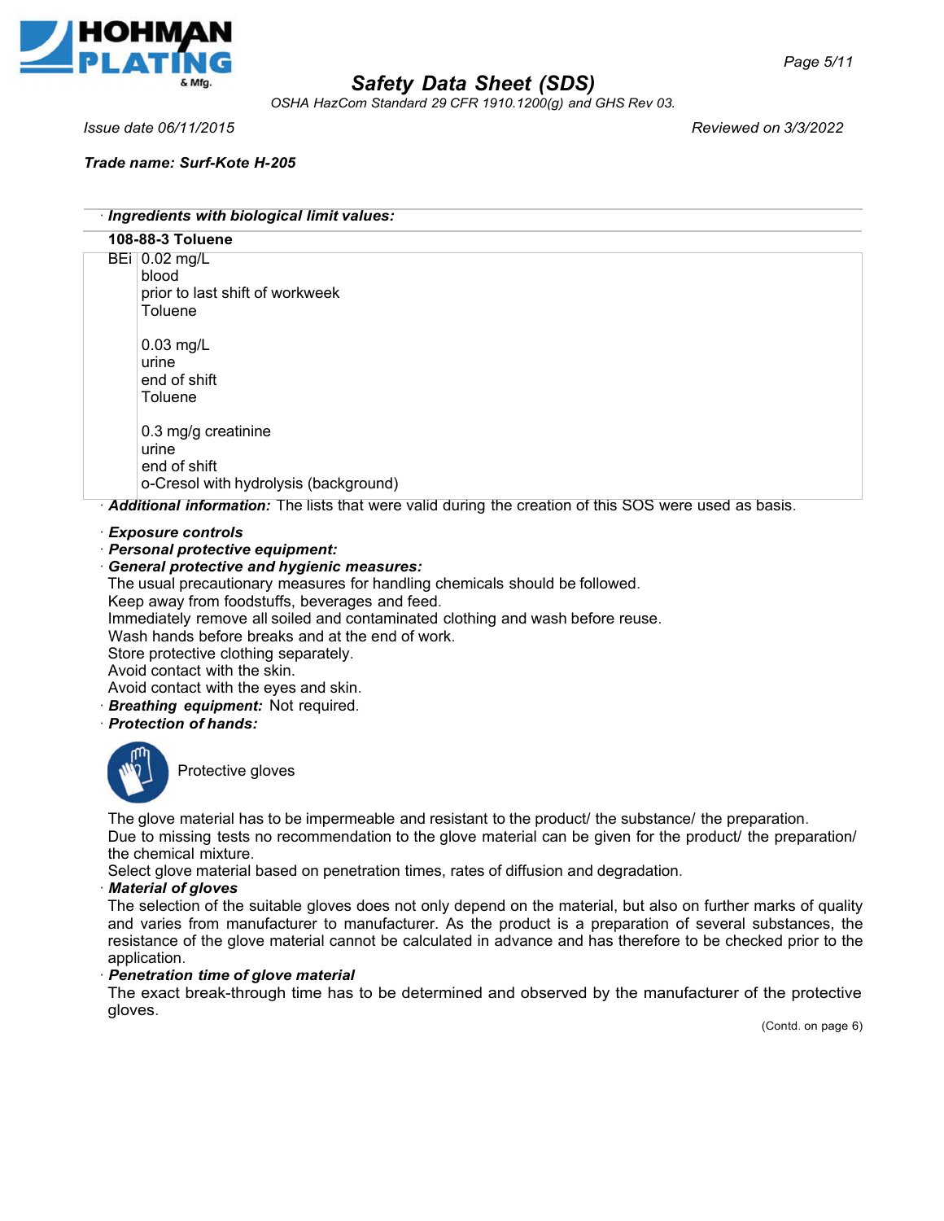Trade name: Surf-Kote H-205

· **Ingredients with biological limit values:**

**108-88-3 Toluene**

| | |
|---|---|
| BEi | 0.02 mg/L<br>blood<br>prior to last shift of workweek<br>Toluene<br><br>0.03 mg/L<br>urine<br>end of shift<br>Toluene<br><br>0.3 mg/g creatinine<br>urine<br>end of shift<br>o-Cresol with hydrolysis (background) |

· **Additional information:** The lists that were valid during the creation of this SOS were used as basis.

· **Exposure controls**
· **Personal protective equipment:**
· **General protective and hygienic measures:**
The usual precautionary measures for handling chemicals should be followed.
Keep away from foodstuffs, beverages and feed.
Immediately remove all soiled and contaminated clothing and wash before reuse.
Wash hands before breaks and at the end of work.
Store protective clothing separately.
Avoid contact with the skin.
Avoid contact with the eyes and skin.
· **Breathing equipment:** Not required.
· **Protection of hands:**

Protective gloves

The glove material has to be impermeable and resistant to the product/ the substance/ the preparation.
Due to missing tests no recommendation to the glove material can be given for the product/ the preparation/ the chemical mixture.
Select glove material based on penetration times, rates of diffusion and degradation.
· **Material of gloves**
The selection of the suitable gloves does not only depend on the material, but also on further marks of quality and varies from manufacturer to manufacturer. As the product is a preparation of several substances, the resistance of the glove material cannot be calculated in advance and has therefore to be checked prior to the application.
· **Penetration time of glove material**
The exact break-through time has to be determined and observed by the manufacturer of the protective gloves.

(Contd. on page 6)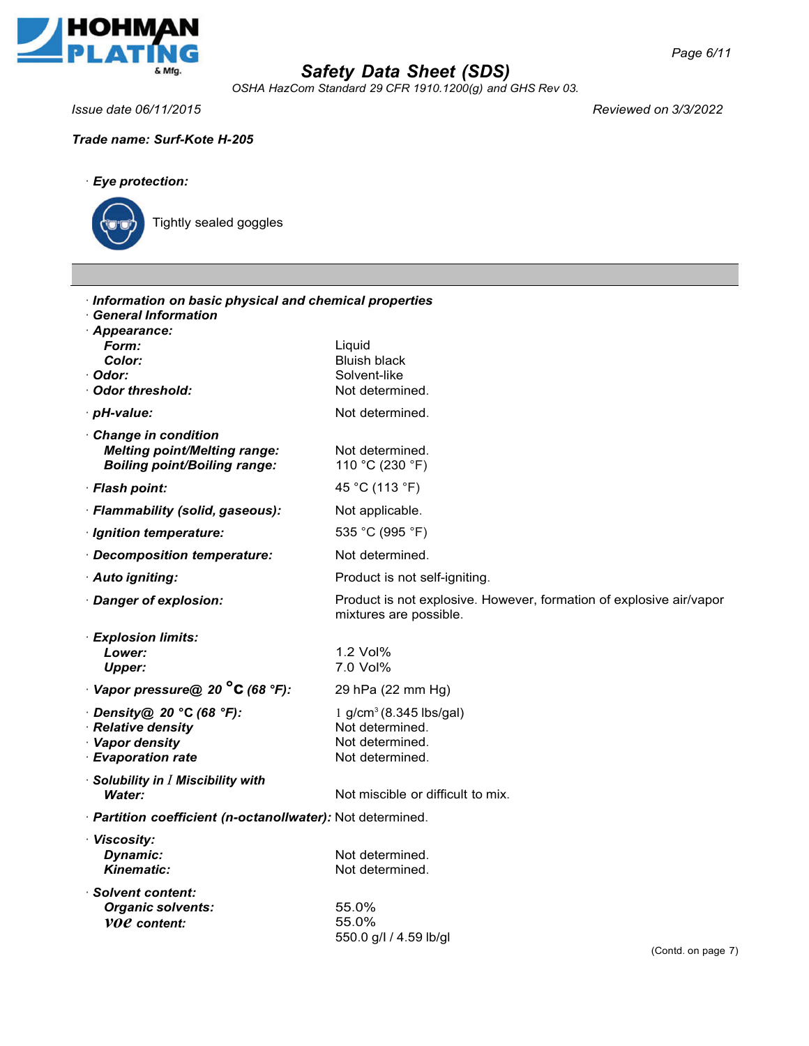**Trade name: Surf-Kote H-205**

· **Eye protection:**

Tightly sealed goggles

---

· ***Information on basic physical and chemical properties***
· ***General Information***

| Property | Value |
|---|---|
| · ***Appearance:*** | |
| ***Form:*** | Liquid |
| ***Color:*** | Bluish black |
| · ***Odor:*** | Solvent-like |
| · ***Odor threshold:*** | Not determined. |
| · ***pH-value:*** | Not determined. |
| · ***Change in condition*** | |
| ***Melting point/Melting range:*** | Not determined. |
| ***Boiling point/Boiling range:*** | 110 °C (230 °F) |
| · ***Flash point:*** | 45 °C (113 °F) |
| · ***Flammability (solid, gaseous):*** | Not applicable. |
| · ***Ignition temperature:*** | 535 °C (995 °F) |
| · ***Decomposition temperature:*** | Not determined. |
| · ***Auto igniting:*** | Product is not self-igniting. |
| · ***Danger of explosion:*** | Product is not explosive. However, formation of explosive air/vapor mixtures are possible. |
| · ***Explosion limits:*** | |
| ***Lower:*** | 1.2 Vol% |
| ***Upper:*** | 7.0 Vol% |
| · ***Vapor pressure@ 20 °C (68 °F):*** | 29 hPa (22 mm Hg) |
| · ***Density@ 20 °C (68 °F):*** | 1 $g/cm^3$ (8.345 lbs/gal) |
| · ***Relative density*** | Not determined. |
| · ***Vapor density*** | Not determined. |
| · ***Evaporation rate*** | Not determined. |
| · ***Solubility in / Miscibility with*** | |
| ***Water:*** | Not miscible or difficult to mix. |
| · ***Partition coefficient (n-octanol/water):*** | Not determined. |
| · ***Viscosity:*** | |
| ***Dynamic:*** | Not determined. |
| ***Kinematic:*** | Not determined. |
| · ***Solvent content:*** | |
| ***Organic solvents:*** | 55.0% |
| ***VOC content:*** | 55.0% |
| | 550.0 g/l / 4.59 lb/gl |

(Contd. on page 7)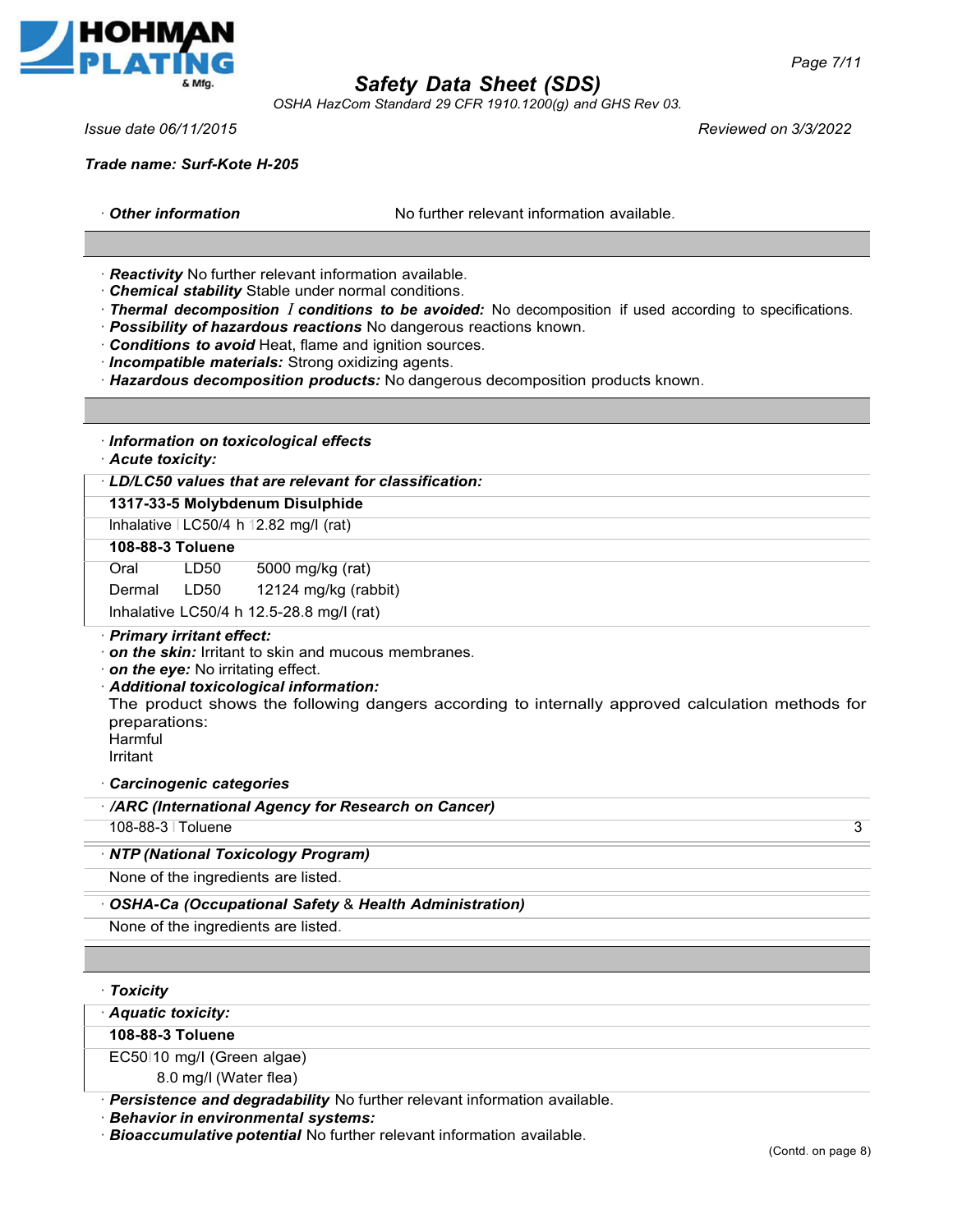Trade name: Surf-Kote H-205

· **Other information** No further relevant information available.

---

· **Reactivity** No further relevant information available.
· **Chemical stability** Stable under normal conditions.
· **Thermal decomposition / conditions to be avoided:** No decomposition if used according to specifications.
· **Possibility of hazardous reactions** No dangerous reactions known.
· **Conditions to avoid** Heat, flame and ignition sources.
· **Incompatible materials:** Strong oxidizing agents.
· **Hazardous decomposition products:** No dangerous decomposition products known.

---

· **Information on toxicological effects**
· **Acute toxicity:**

· **LD/LC50 values that are relevant for classification:**

| | | |
|---|---|---|
| **1317-33-5 Molybdenum Disulphide** | | |
| Inhalative | LC50/4 h | 2.82 mg/l (rat) |
| **108-88-3 Toluene** | | |
| Oral | LD50 | 5000 mg/kg (rat) |
| Dermal | LD50 | 12124 mg/kg (rabbit) |
| Inhalative | LC50/4 h | 12.5-28.8 mg/l (rat) |

· **Primary irritant effect:**
· **on the skin:** Irritant to skin and mucous membranes.
· **on the eye:** No irritating effect.
· **Additional toxicological information:**
The product shows the following dangers according to internally approved calculation methods for preparations:
Harmful
Irritant

· **Carcinogenic categories**

· **IARC (International Agency for Research on Cancer)**

| | | |
|---|---|---|
| 108-88-3 | Toluene | 3 |

· **NTP (National Toxicology Program)**

None of the ingredients are listed.

· **OSHA-Ca (Occupational Safety & Health Administration)**

None of the ingredients are listed.

---

· **Toxicity**

· **Aquatic toxicity:**

| | |
|---|---|
| **108-88-3 Toluene** | |
| EC50 | 10 mg/l (Green algae) |
| | 8.0 mg/l (Water flea) |

· **Persistence and degradability** No further relevant information available.
· **Behavior in environmental systems:**
· **Bioaccumulative potential** No further relevant information available.

(Contd. on page 8)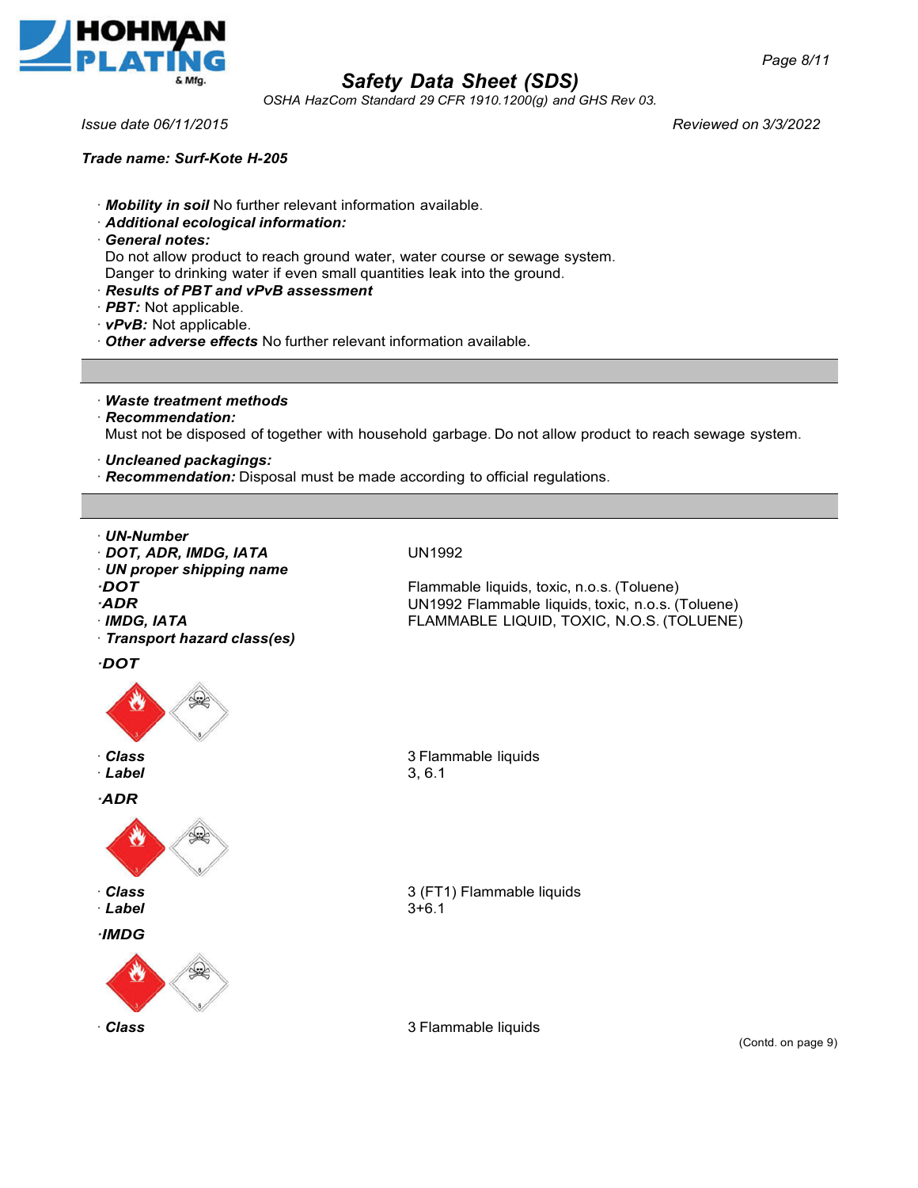**Trade name: Surf-Kote H-205**

· ***Mobility in soil*** No further relevant information available.
· ***Additional ecological information:***
· ***General notes:***
Do not allow product to reach ground water, water course or sewage system.
Danger to drinking water if even small quantities leak into the ground.
· ***Results of PBT and vPvB assessment***
· ***PBT:*** Not applicable.
· ***vPvB:*** Not applicable.
· ***Other adverse effects*** No further relevant information available.

---

· ***Waste treatment methods***
· ***Recommendation:***
Must not be disposed of together with household garbage. Do not allow product to reach sewage system.

· ***Uncleaned packagings:***
· ***Recommendation:*** Disposal must be made according to official regulations.

---

| | |
|---|---|
| · ***UN-Number*** | |
| · ***DOT, ADR, IMDG, IATA*** | UN1992 |
| · ***UN proper shipping name*** | |
| ·***DOT*** | Flammable liquids, toxic, n.o.s. (Toluene) |
| ·***ADR*** | UN1992 Flammable liquids, toxic, n.o.s. (Toluene) |
| · ***IMDG, IATA*** | FLAMMABLE LIQUID, TOXIC, N.O.S. (TOLUENE) |
| · ***Transport hazard class(es)*** | |

·***DOT***

| | |
|---|---|
| · ***Class*** | 3 Flammable liquids |
| · ***Label*** | 3, 6.1 |

·***ADR***

| | |
|---|---|
| · ***Class*** | 3 (FT1) Flammable liquids |
| · ***Label*** | 3+6.1 |

·***IMDG***

| | |
|---|---|
| · ***Class*** | 3 Flammable liquids |

(Contd. on page 9)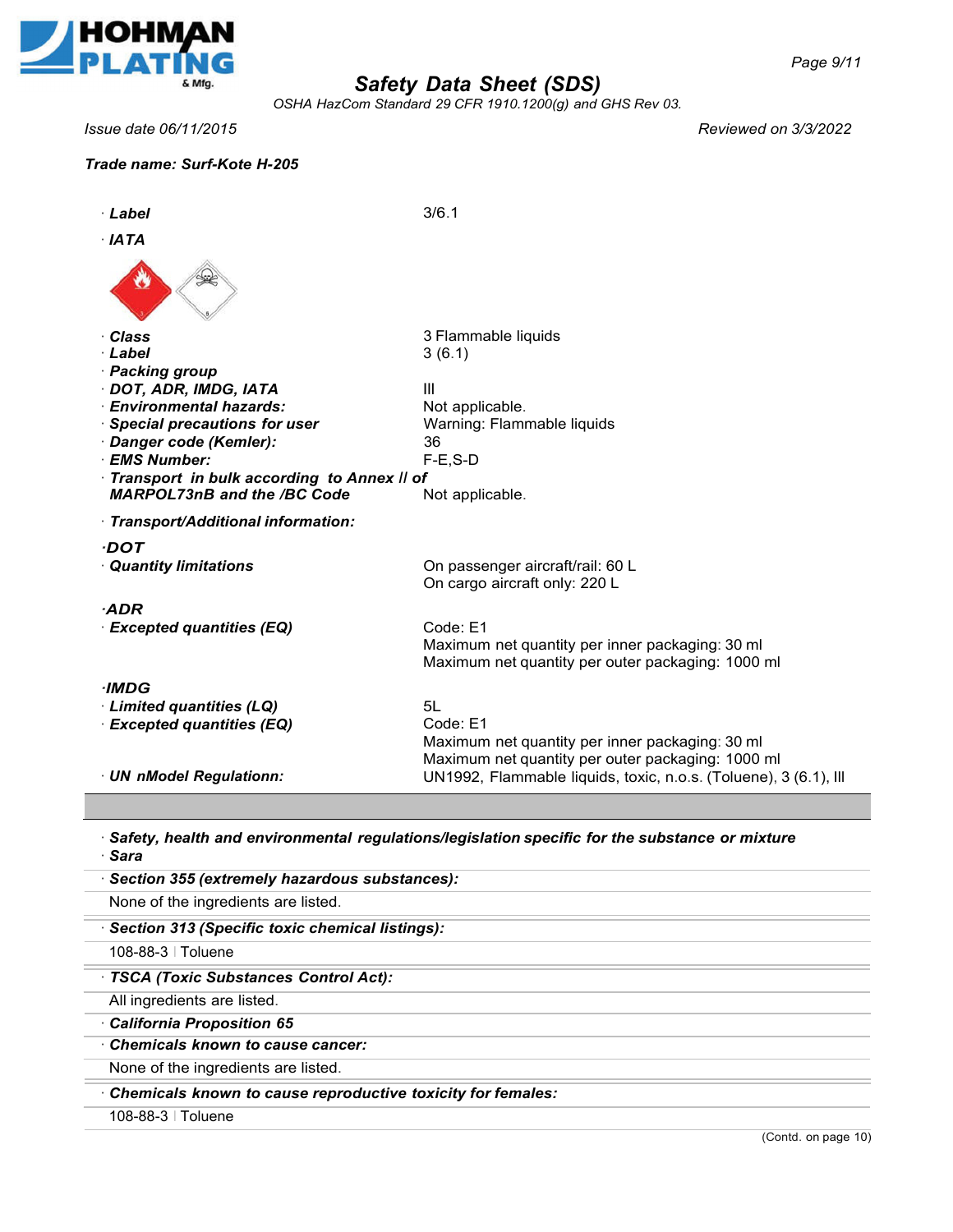## Safety Data Sheet (SDS)

OSHA HazCom Standard 29 CFR 1910.1200(g) and GHS Rev 03.

Issue date 06/11/2015 | Reviewed on 3/3/2022

**Trade name: Surf-Kote H-205**

· **Label** 3/6.1

· **IATA**

| | |
|---|---|
| · **Class** | 3 Flammable liquids |
| · **Label** | 3 (6.1) |
| · **Packing group** | |
| · **DOT, ADR, IMDG, IATA** | III |
| · **Environmental hazards:** | Not applicable. |
| · **Special precautions for user** | Warning: Flammable liquids |
| · **Danger code (Kemler):** | 36 |
| · **EMS Number:** | F-E,S-D |
| · **Transport in bulk according to Annex II of MARPOL73nB and the /BC Code** | Not applicable. |

· **Transport/Additional information:**

**·DOT**

· **Quantity limitations** — On passenger aircraft/rail: 60 L
On cargo aircraft only: 220 L

**·ADR**

· **Excepted quantities (EQ)** — Code: E1
Maximum net quantity per inner packaging: 30 ml
Maximum net quantity per outer packaging: 1000 ml

**·IMDG**

· **Limited quantities (LQ)** — 5L

· **Excepted quantities (EQ)** — Code: E1
Maximum net quantity per inner packaging: 30 ml
Maximum net quantity per outer packaging: 1000 ml

· **UN nModel Regulationn:** — UN1992, Flammable liquids, toxic, n.o.s. (Toluene), 3 (6.1), III

---

· **Safety, health and environmental regulations/legislation specific for the substance or mixture**

· **Sara**

· **Section 355 (extremely hazardous substances):**

None of the ingredients are listed.

· **Section 313 (Specific toxic chemical listings):**

108-88-3 | Toluene

· **TSCA (Toxic Substances Control Act):**

All ingredients are listed.

· **California Proposition 65**

· **Chemicals known to cause cancer:**

None of the ingredients are listed.

· **Chemicals known to cause reproductive toxicity for females:**

108-88-3 | Toluene

(Contd. on page 10)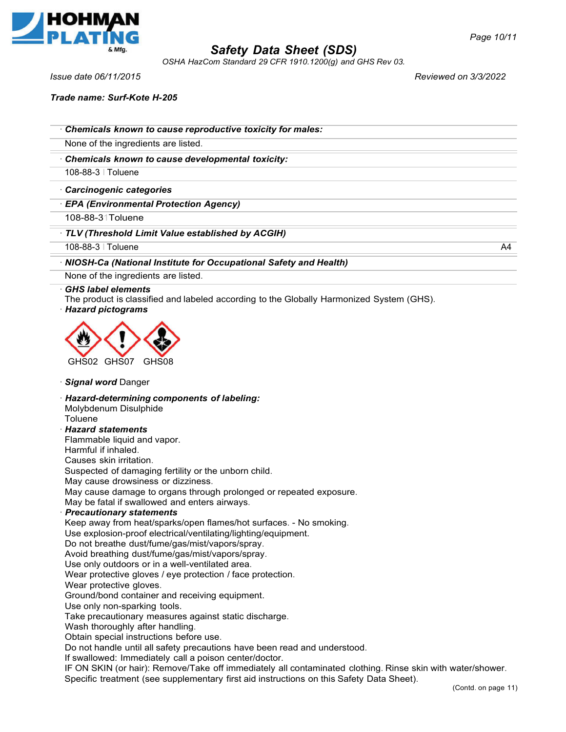**Trade name: Surf-Kote H-205**

· **Chemicals known to cause reproductive toxicity for males:**

None of the ingredients are listed.

· **Chemicals known to cause developmental toxicity:**

108-88-3 | Toluene

· **Carcinogenic categories**

· **EPA (Environmental Protection Agency)**

108-88-3 | Toluene

· **TLV (Threshold Limit Value established by ACGIH)**

| | | |
|---|---|---|
| 108-88-3 | Toluene | A4 |

· **NIOSH-Ca (National Institute for Occupational Safety and Health)**

None of the ingredients are listed.

· **GHS label elements**

The product is classified and labeled according to the Globally Harmonized System (GHS).

· **Hazard pictograms**

GHS02 GHS07 GHS08

· **Signal word** Danger

· **Hazard-determining components of labeling:**

Molybdenum Disulphide
Toluene

· **Hazard statements**

Flammable liquid and vapor.
Harmful if inhaled.
Causes skin irritation.
Suspected of damaging fertility or the unborn child.
May cause drowsiness or dizziness.
May cause damage to organs through prolonged or repeated exposure.
May be fatal if swallowed and enters airways.

· **Precautionary statements**

Keep away from heat/sparks/open flames/hot surfaces. - No smoking.
Use explosion-proof electrical/ventilating/lighting/equipment.
Do not breathe dust/fume/gas/mist/vapors/spray.
Avoid breathing dust/fume/gas/mist/vapors/spray.
Use only outdoors or in a well-ventilated area.
Wear protective gloves / eye protection / face protection.
Wear protective gloves.
Ground/bond container and receiving equipment.
Use only non-sparking tools.
Take precautionary measures against static discharge.
Wash thoroughly after handling.
Obtain special instructions before use.
Do not handle until all safety precautions have been read and understood.
If swallowed: Immediately call a poison center/doctor.
IF ON SKIN (or hair): Remove/Take off immediately all contaminated clothing. Rinse skin with water/shower.
Specific treatment (see supplementary first aid instructions on this Safety Data Sheet).

(Contd. on page 11)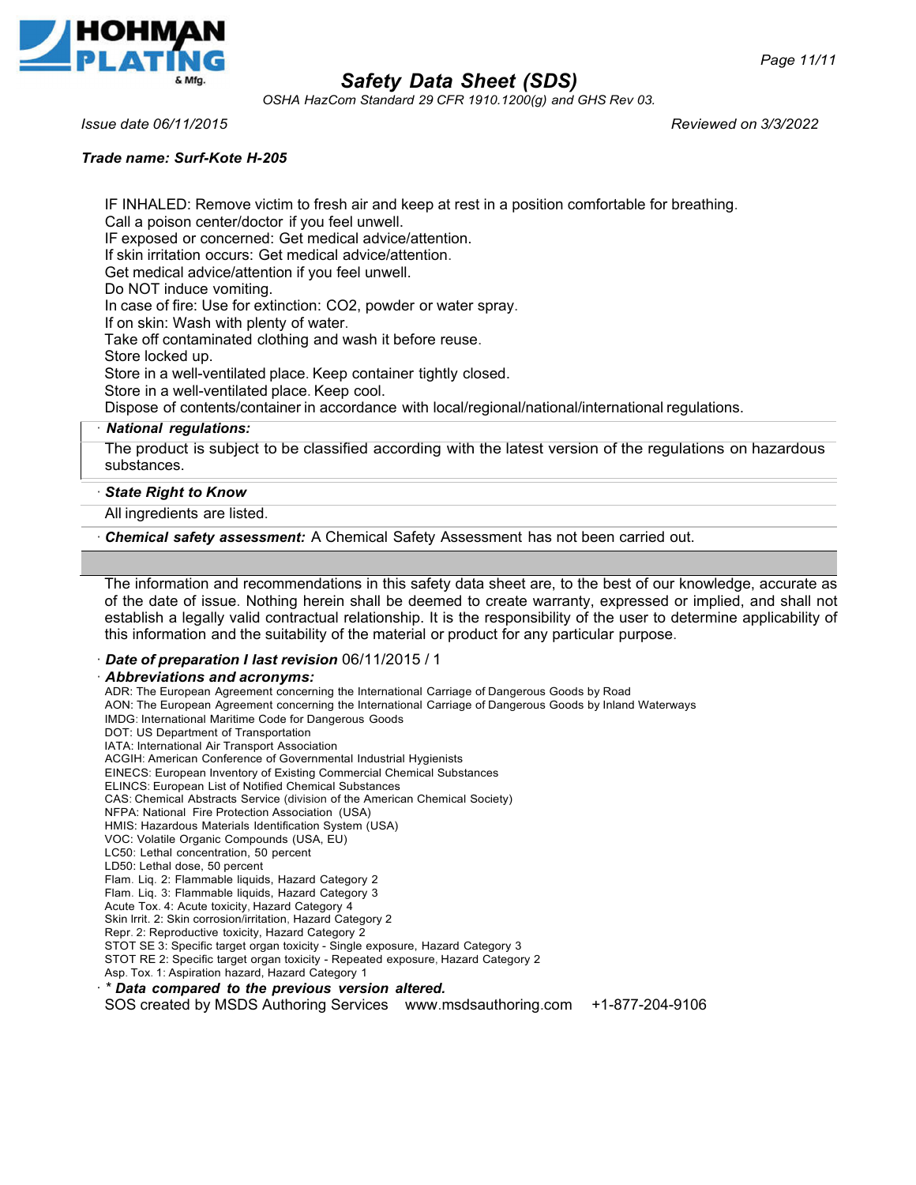IF INHALED: Remove victim to fresh air and keep at rest in a position comfortable for breathing.
Call a poison center/doctor if you feel unwell.
IF exposed or concerned: Get medical advice/attention.
If skin irritation occurs: Get medical advice/attention.
Get medical advice/attention if you feel unwell.
Do NOT induce vomiting.
In case of fire: Use for extinction: CO2, powder or water spray.
If on skin: Wash with plenty of water.
Take off contaminated clothing and wash it before reuse.
Store locked up.
Store in a well-ventilated place. Keep container tightly closed.
Store in a well-ventilated place. Keep cool.
Dispose of contents/container in accordance with local/regional/national/international regulations.

· ***National regulations:***

The product is subject to be classified according with the latest version of the regulations on hazardous substances.

· ***State Right to Know***

All ingredients are listed.

· ***Chemical safety assessment:*** A Chemical Safety Assessment has not been carried out.

---

The information and recommendations in this safety data sheet are, to the best of our knowledge, accurate as of the date of issue. Nothing herein shall be deemed to create warranty, expressed or implied, and shall not establish a legally valid contractual relationship. It is the responsibility of the user to determine applicability of this information and the suitability of the material or product for any particular purpose.

· ***Date of preparation I last revision*** 06/11/2015 / 1

· ***Abbreviations and acronyms:***

ADR: The European Agreement concerning the International Carriage of Dangerous Goods by Road
AON: The European Agreement concerning the International Carriage of Dangerous Goods by Inland Waterways
IMDG: International Maritime Code for Dangerous Goods
DOT: US Department of Transportation
IATA: International Air Transport Association
ACGIH: American Conference of Governmental Industrial Hygienists
EINECS: European Inventory of Existing Commercial Chemical Substances
ELINCS: European List of Notified Chemical Substances
CAS: Chemical Abstracts Service (division of the American Chemical Society)
NFPA: National Fire Protection Association (USA)
HMIS: Hazardous Materials Identification System (USA)
VOC: Volatile Organic Compounds (USA, EU)
LC50: Lethal concentration, 50 percent
LD50: Lethal dose, 50 percent
Flam. Liq. 2: Flammable liquids, Hazard Category 2
Flam. Liq. 3: Flammable liquids, Hazard Category 3
Acute Tox. 4: Acute toxicity, Hazard Category 4
Skin Irrit. 2: Skin corrosion/irritation, Hazard Category 2
Repr. 2: Reproductive toxicity, Hazard Category 2
STOT SE 3: Specific target organ toxicity - Single exposure, Hazard Category 3
STOT RE 2: Specific target organ toxicity - Repeated exposure, Hazard Category 2
Asp. Tox. 1: Aspiration hazard, Hazard Category 1

· ***\* Data compared to the previous version altered.***

SOS created by MSDS Authoring Services www.msdsauthoring.com +1-877-204-9106